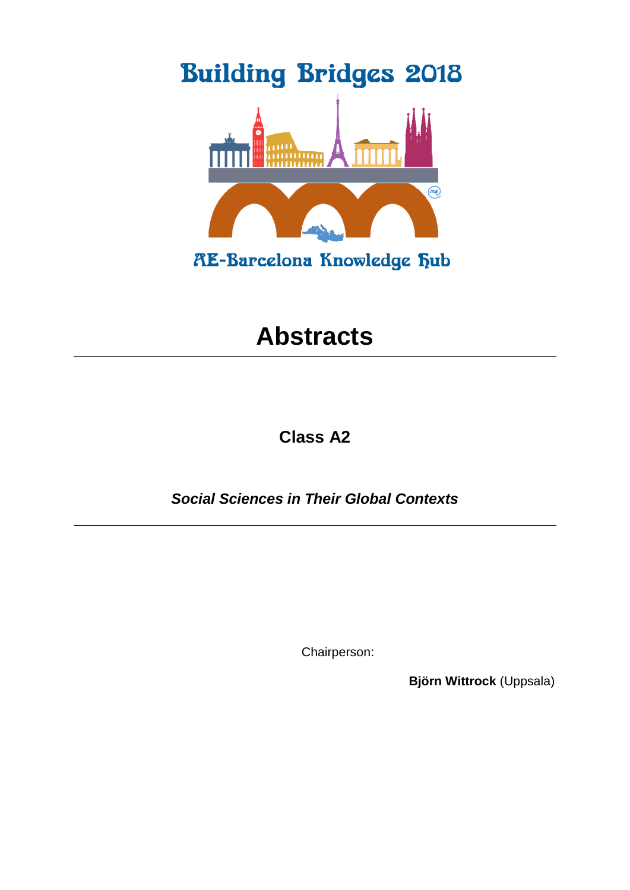Building Bridges 2018

AE-Barcelona Knowledge Hub

# Abstracts

---

## Class A2

***Social Sciences in Their Global Contexts***

---

Chairperson:

**Björn Wittrock** (Uppsala)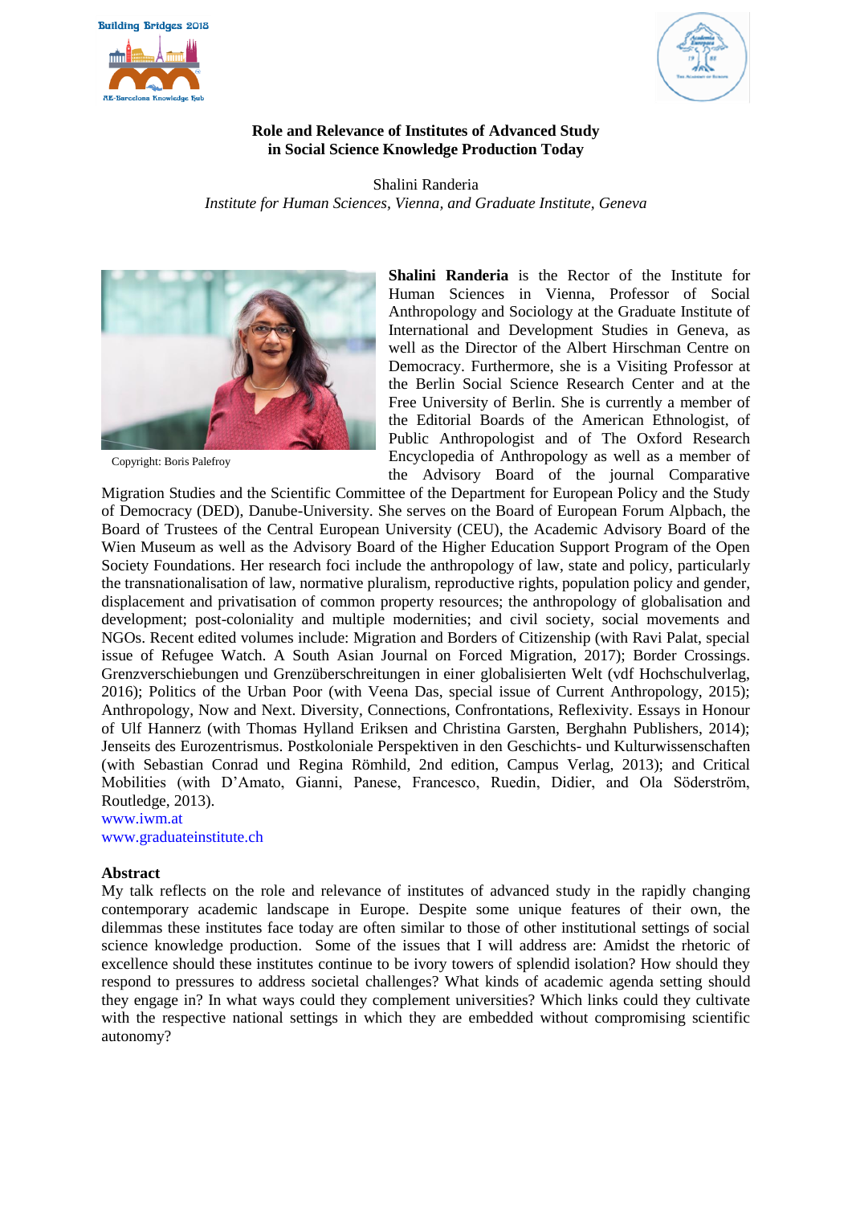**Role and Relevance of Institutes of Advanced Study in Social Science Knowledge Production Today**

Shalini Randeria
*Institute for Human Sciences, Vienna, and Graduate Institute, Geneva*

Copyright: Boris Palefroy

**Shalini Randeria** is the Rector of the Institute for Human Sciences in Vienna, Professor of Social Anthropology and Sociology at the Graduate Institute of International and Development Studies in Geneva, as well as the Director of the Albert Hirschman Centre on Democracy. Furthermore, she is a Visiting Professor at the Berlin Social Science Research Center and at the Free University of Berlin. She is currently a member of the Editorial Boards of the American Ethnologist, of Public Anthropologist and of The Oxford Research Encyclopedia of Anthropology as well as a member of the Advisory Board of the journal Comparative Migration Studies and the Scientific Committee of the Department for European Policy and the Study of Democracy (DED), Danube-University. She serves on the Board of European Forum Alpbach, the Board of Trustees of the Central European University (CEU), the Academic Advisory Board of the Wien Museum as well as the Advisory Board of the Higher Education Support Program of the Open Society Foundations. Her research foci include the anthropology of law, state and policy, particularly the transnationalisation of law, normative pluralism, reproductive rights, population policy and gender, displacement and privatisation of common property resources; the anthropology of globalisation and development; post-coloniality and multiple modernities; and civil society, social movements and NGOs. Recent edited volumes include: Migration and Borders of Citizenship (with Ravi Palat, special issue of Refugee Watch. A South Asian Journal on Forced Migration, 2017); Border Crossings. Grenzverschiebungen und Grenzüberschreitungen in einer globalisierten Welt (vdf Hochschulverlag, 2016); Politics of the Urban Poor (with Veena Das, special issue of Current Anthropology, 2015); Anthropology, Now and Next. Diversity, Connections, Confrontations, Reflexivity. Essays in Honour of Ulf Hannerz (with Thomas Hylland Eriksen and Christina Garsten, Berghahn Publishers, 2014); Jenseits des Eurozentrismus. Postkoloniale Perspektiven in den Geschichts- und Kulturwissenschaften (with Sebastian Conrad und Regina Römhild, 2nd edition, Campus Verlag, 2013); and Critical Mobilities (with D'Amato, Gianni, Panese, Francesco, Ruedin, Didier, and Ola Söderström, Routledge, 2013).
www.iwm.at
www.graduateinstitute.ch

**Abstract**

My talk reflects on the role and relevance of institutes of advanced study in the rapidly changing contemporary academic landscape in Europe. Despite some unique features of their own, the dilemmas these institutes face today are often similar to those of other institutional settings of social science knowledge production. Some of the issues that I will address are: Amidst the rhetoric of excellence should these institutes continue to be ivory towers of splendid isolation? How should they respond to pressures to address societal challenges? What kinds of academic agenda setting should they engage in? In what ways could they complement universities? Which links could they cultivate with the respective national settings in which they are embedded without compromising scientific autonomy?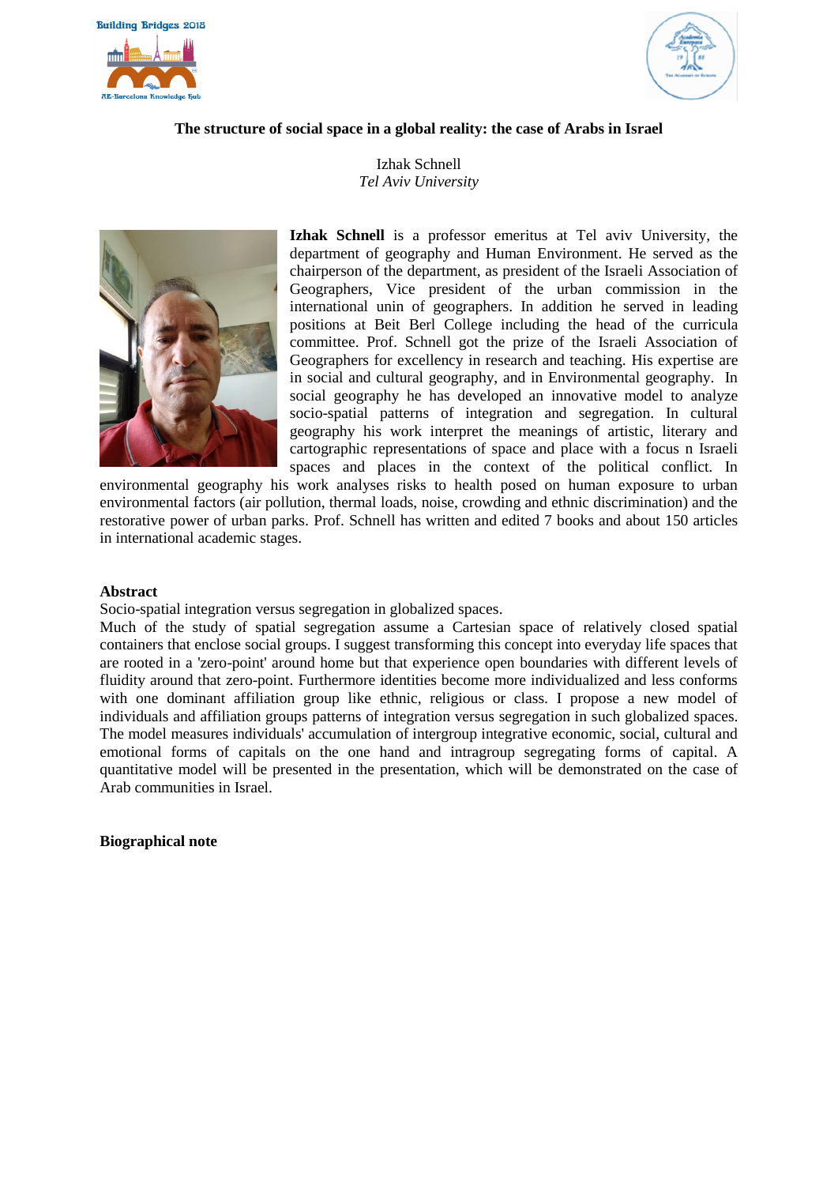**The structure of social space in a global reality: the case of Arabs in Israel**

Izhak Schnell
*Tel Aviv University*

**Izhak Schnell** is a professor emeritus at Tel aviv University, the department of geography and Human Environment. He served as the chairperson of the department, as president of the Israeli Association of Geographers, Vice president of the urban commission in the international unin of geographers. In addition he served in leading positions at Beit Berl College including the head of the curricula committee. Prof. Schnell got the prize of the Israeli Association of Geographers for excellency in research and teaching. His expertise are in social and cultural geography, and in Environmental geography. In social geography he has developed an innovative model to analyze socio-spatial patterns of integration and segregation. In cultural geography his work interpret the meanings of artistic, literary and cartographic representations of space and place with a focus n Israeli spaces and places in the context of the political conflict. In environmental geography his work analyses risks to health posed on human exposure to urban environmental factors (air pollution, thermal loads, noise, crowding and ethnic discrimination) and the restorative power of urban parks. Prof. Schnell has written and edited 7 books and about 150 articles in international academic stages.

**Abstract**

Socio-spatial integration versus segregation in globalized spaces.

Much of the study of spatial segregation assume a Cartesian space of relatively closed spatial containers that enclose social groups. I suggest transforming this concept into everyday life spaces that are rooted in a 'zero-point' around home but that experience open boundaries with different levels of fluidity around that zero-point. Furthermore identities become more individualized and less conforms with one dominant affiliation group like ethnic, religious or class. I propose a new model of individuals and affiliation groups patterns of integration versus segregation in such globalized spaces. The model measures individuals' accumulation of intergroup integrative economic, social, cultural and emotional forms of capitals on the one hand and intragroup segregating forms of capital. A quantitative model will be presented in the presentation, which will be demonstrated on the case of Arab communities in Israel.

**Biographical note**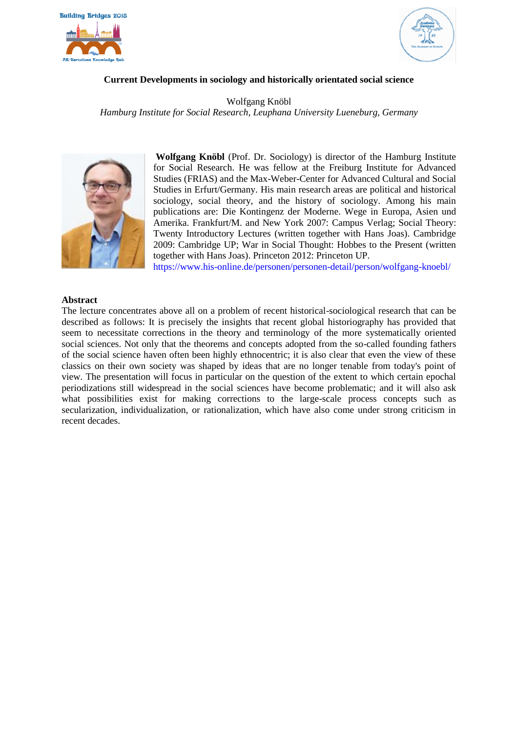# Current Developments in sociology and historically orientated social science

Wolfgang Knöbl

*Hamburg Institute for Social Research, Leuphana University Lueneburg, Germany*

**Wolfgang Knöbl** (Prof. Dr. Sociology) is director of the Hamburg Institute for Social Research. He was fellow at the Freiburg Institute for Advanced Studies (FRIAS) and the Max-Weber-Center for Advanced Cultural and Social Studies in Erfurt/Germany. His main research areas are political and historical sociology, social theory, and the history of sociology. Among his main publications are: Die Kontingenz der Moderne. Wege in Europa, Asien und Amerika. Frankfurt/M. and New York 2007: Campus Verlag; Social Theory: Twenty Introductory Lectures (written together with Hans Joas). Cambridge 2009: Cambridge UP; War in Social Thought: Hobbes to the Present (written together with Hans Joas). Princeton 2012: Princeton UP.
https://www.his-online.de/personen/personen-detail/person/wolfgang-knoebl/

## Abstract

The lecture concentrates above all on a problem of recent historical-sociological research that can be described as follows: It is precisely the insights that recent global historiography has provided that seem to necessitate corrections in the theory and terminology of the more systematically oriented social sciences. Not only that the theorems and concepts adopted from the so-called founding fathers of the social science haven often been highly ethnocentric; it is also clear that even the view of these classics on their own society was shaped by ideas that are no longer tenable from today's point of view. The presentation will focus in particular on the question of the extent to which certain epochal periodizations still widespread in the social sciences have become problematic; and it will also ask what possibilities exist for making corrections to the large-scale process concepts such as secularization, individualization, or rationalization, which have also come under strong criticism in recent decades.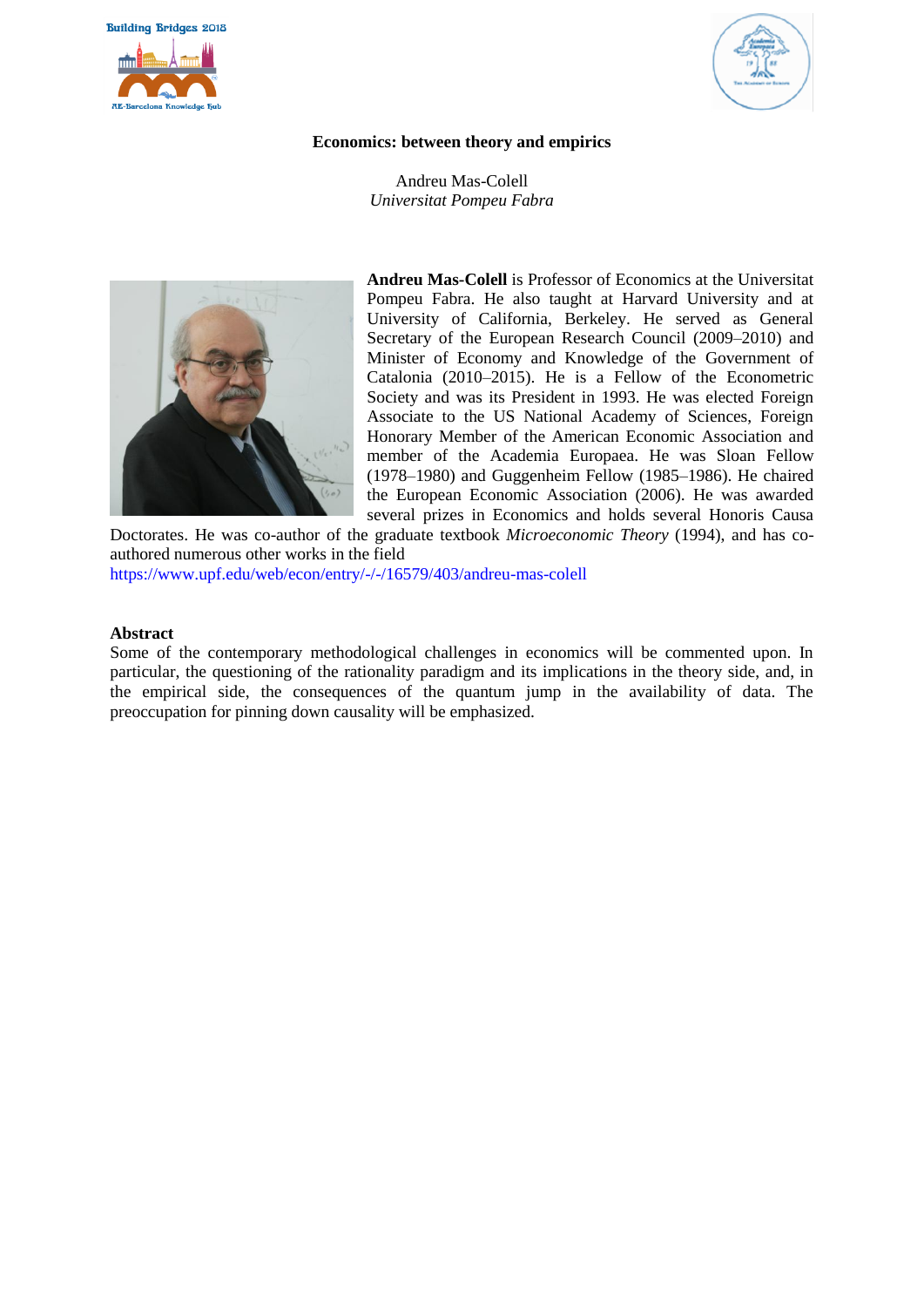**Economics: between theory and empirics**

Andreu Mas-Colell
*Universitat Pompeu Fabra*

**Andreu Mas-Colell** is Professor of Economics at the Universitat Pompeu Fabra. He also taught at Harvard University and at University of California, Berkeley. He served as General Secretary of the European Research Council (2009–2010) and Minister of Economy and Knowledge of the Government of Catalonia (2010–2015). He is a Fellow of the Econometric Society and was its President in 1993. He was elected Foreign Associate to the US National Academy of Sciences, Foreign Honorary Member of the American Economic Association and member of the Academia Europaea. He was Sloan Fellow (1978–1980) and Guggenheim Fellow (1985–1986). He chaired the European Economic Association (2006). He was awarded several prizes in Economics and holds several Honoris Causa Doctorates. He was co-author of the graduate textbook *Microeconomic Theory* (1994), and has co-authored numerous other works in the field
https://www.upf.edu/web/econ/entry/-/-/16579/403/andreu-mas-colell

**Abstract**

Some of the contemporary methodological challenges in economics will be commented upon. In particular, the questioning of the rationality paradigm and its implications in the theory side, and, in the empirical side, the consequences of the quantum jump in the availability of data. The preoccupation for pinning down causality will be emphasized.